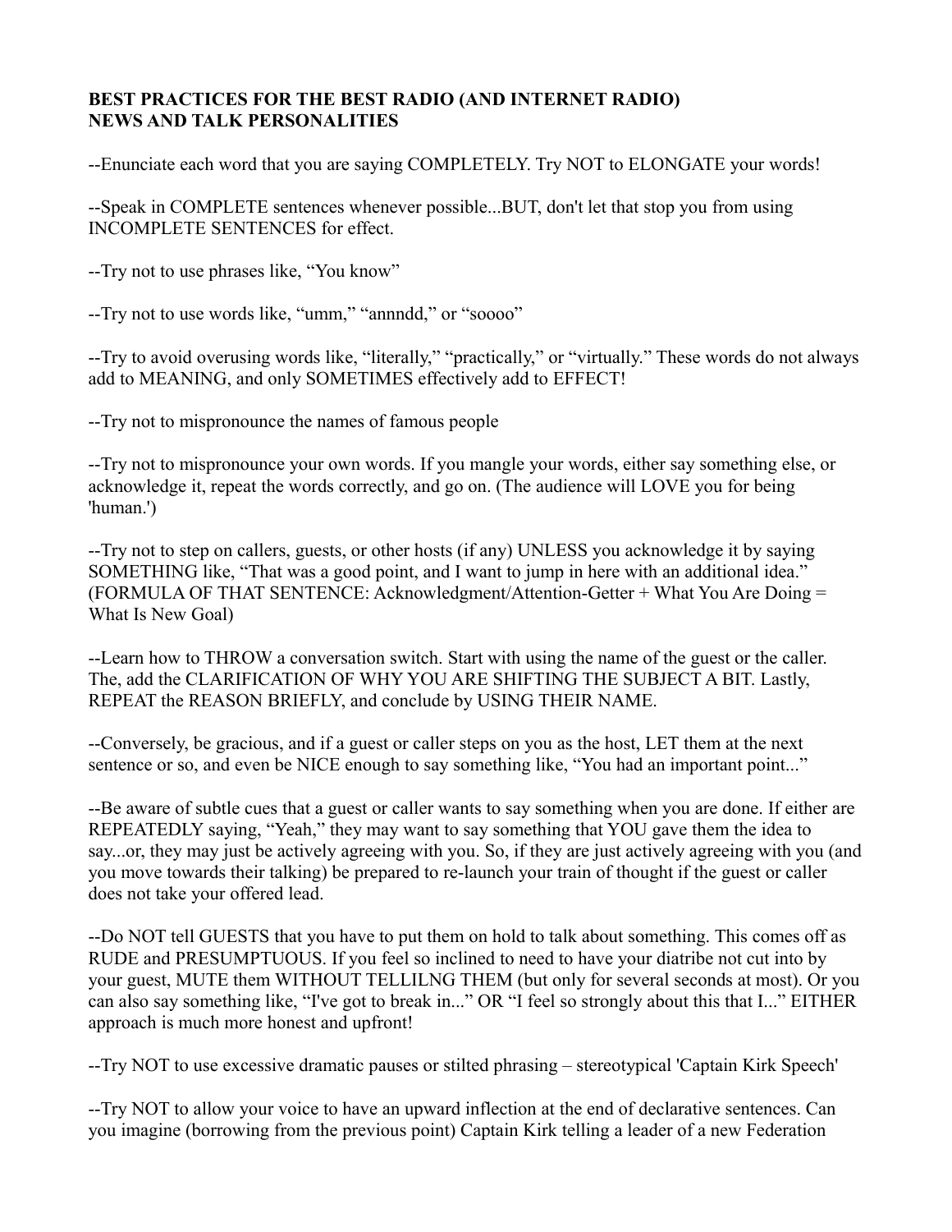**BEST PRACTICES FOR THE BEST RADIO (AND INTERNET RADIO) NEWS AND TALK PERSONALITIES**

--Enunciate each word that you are saying COMPLETELY. Try NOT to ELONGATE your words!

--Speak in COMPLETE sentences whenever possible...BUT, don't let that stop you from using INCOMPLETE SENTENCES for effect.

--Try not to use phrases like, "You know"

--Try not to use words like, "umm," "annndd," or "soooo"

--Try to avoid overusing words like, "literally," "practically," or "virtually." These words do not always add to MEANING, and only SOMETIMES effectively add to EFFECT!

--Try not to mispronounce the names of famous people

--Try not to mispronounce your own words. If you mangle your words, either say something else, or acknowledge it, repeat the words correctly, and go on. (The audience will LOVE you for being 'human.')

--Try not to step on callers, guests, or other hosts (if any) UNLESS you acknowledge it by saying SOMETHING like, "That was a good point, and I want to jump in here with an additional idea." (FORMULA OF THAT SENTENCE: Acknowledgment/Attention-Getter + What You Are Doing = What Is New Goal)

--Learn how to THROW a conversation switch. Start with using the name of the guest or the caller. The, add the CLARIFICATION OF WHY YOU ARE SHIFTING THE SUBJECT A BIT. Lastly, REPEAT the REASON BRIEFLY, and conclude by USING THEIR NAME.

--Conversely, be gracious, and if a guest or caller steps on you as the host, LET them at the next sentence or so, and even be NICE enough to say something like, "You had an important point..."

--Be aware of subtle cues that a guest or caller wants to say something when you are done. If either are REPEATEDLY saying, "Yeah," they may want to say something that YOU gave them the idea to say...or, they may just be actively agreeing with you. So, if they are just actively agreeing with you (and you move towards their talking) be prepared to re-launch your train of thought if the guest or caller does not take your offered lead.

--Do NOT tell GUESTS that you have to put them on hold to talk about something. This comes off as RUDE and PRESUMPTUOUS. If you feel so inclined to need to have your diatribe not cut into by your guest, MUTE them WITHOUT TELLILNG THEM (but only for several seconds at most). Or you can also say something like, "I've got to break in..." OR "I feel so strongly about this that I..." EITHER approach is much more honest and upfront!

--Try NOT to use excessive dramatic pauses or stilted phrasing – stereotypical 'Captain Kirk Speech'

--Try NOT to allow your voice to have an upward inflection at the end of declarative sentences. Can you imagine (borrowing from the previous point) Captain Kirk telling a leader of a new Federation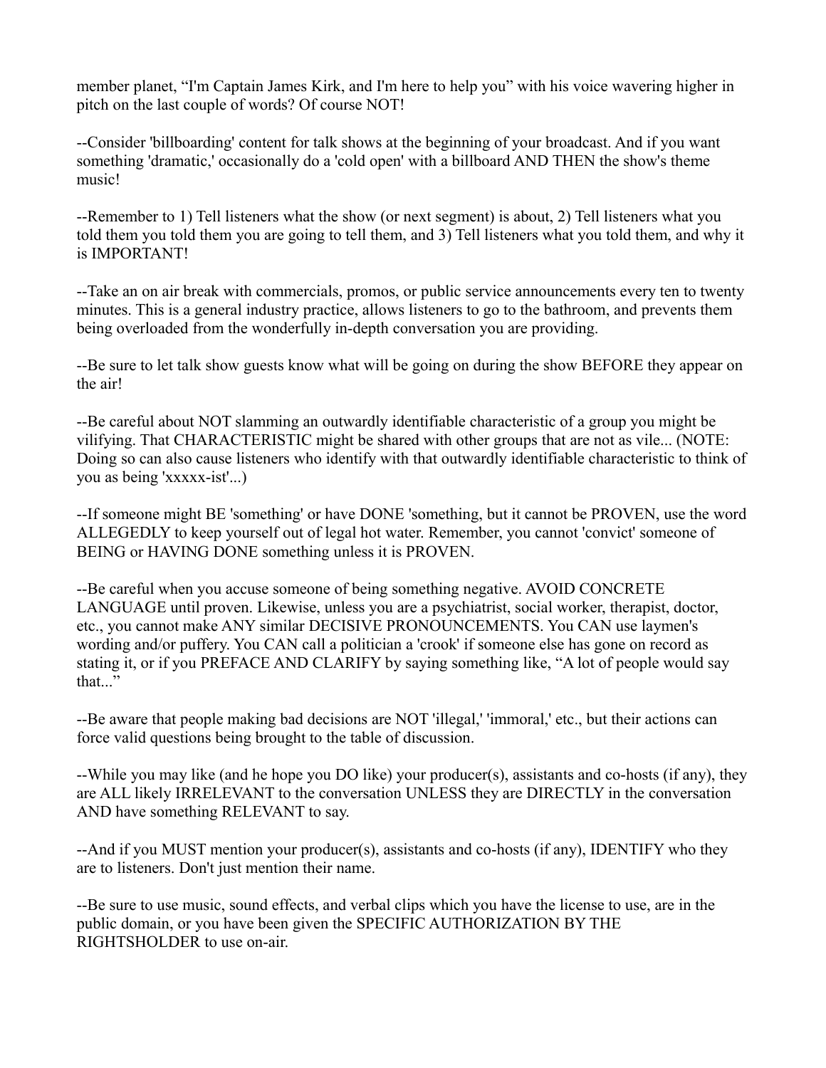member planet, “I'm Captain James Kirk, and I'm here to help you” with his voice wavering higher in pitch on the last couple of words? Of course NOT!

--Consider 'billboarding' content for talk shows at the beginning of your broadcast. And if you want something 'dramatic,' occasionally do a 'cold open' with a billboard AND THEN the show's theme music!

--Remember to 1) Tell listeners what the show (or next segment) is about, 2) Tell listeners what you told them you told them you are going to tell them, and 3) Tell listeners what you told them, and why it is IMPORTANT!

--Take an on air break with commercials, promos, or public service announcements every ten to twenty minutes. This is a general industry practice, allows listeners to go to the bathroom, and prevents them being overloaded from the wonderfully in-depth conversation you are providing.

--Be sure to let talk show guests know what will be going on during the show BEFORE they appear on the air!

--Be careful about NOT slamming an outwardly identifiable characteristic of a group you might be vilifying. That CHARACTERISTIC might be shared with other groups that are not as vile... (NOTE: Doing so can also cause listeners who identify with that outwardly identifiable characteristic to think of you as being 'xxxxx-ist'...)

--If someone might BE 'something' or have DONE 'something, but it cannot be PROVEN, use the word ALLEGEDLY to keep yourself out of legal hot water. Remember, you cannot 'convict' someone of BEING or HAVING DONE something unless it is PROVEN.

--Be careful when you accuse someone of being something negative. AVOID CONCRETE LANGUAGE until proven. Likewise, unless you are a psychiatrist, social worker, therapist, doctor, etc., you cannot make ANY similar DECISIVE PRONOUNCEMENTS. You CAN use laymen's wording and/or puffery. You CAN call a politician a 'crook' if someone else has gone on record as stating it, or if you PREFACE AND CLARIFY by saying something like, “A lot of people would say that...”

--Be aware that people making bad decisions are NOT 'illegal,' 'immoral,' etc., but their actions can force valid questions being brought to the table of discussion.

--While you may like (and he hope you DO like) your producer(s), assistants and co-hosts (if any), they are ALL likely IRRELEVANT to the conversation UNLESS they are DIRECTLY in the conversation AND have something RELEVANT to say.

--And if you MUST mention your producer(s), assistants and co-hosts (if any), IDENTIFY who they are to listeners. Don't just mention their name.

--Be sure to use music, sound effects, and verbal clips which you have the license to use, are in the public domain, or you have been given the SPECIFIC AUTHORIZATION BY THE RIGHTSHOLDER to use on-air.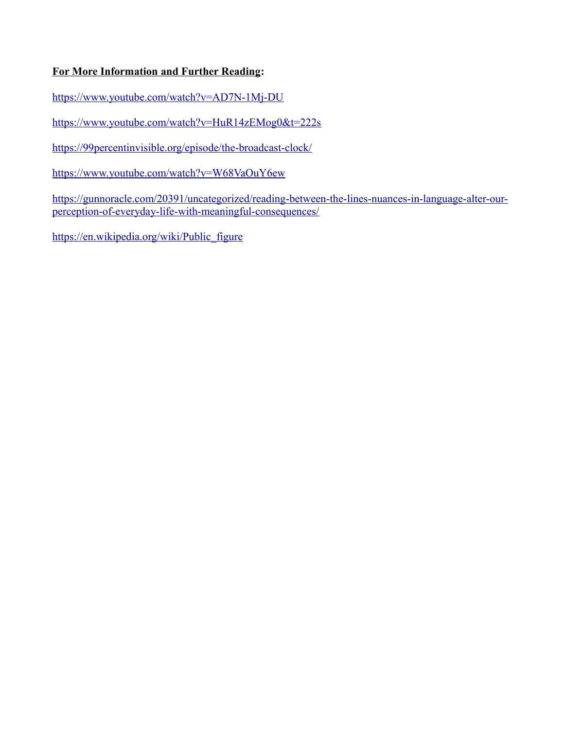**For More Information and Further Reading:**

https://www.youtube.com/watch?v=AD7N-1Mj-DU

https://www.youtube.com/watch?v=HuR14zEMog0&t=222s

https://99percentinvisible.org/episode/the-broadcast-clock/

https://www.youtube.com/watch?v=W68VaOuY6ew

https://gunnoracle.com/20391/uncategorized/reading-between-the-lines-nuances-in-language-alter-our-perception-of-everyday-life-with-meaningful-consequences/

https://en.wikipedia.org/wiki/Public_figure